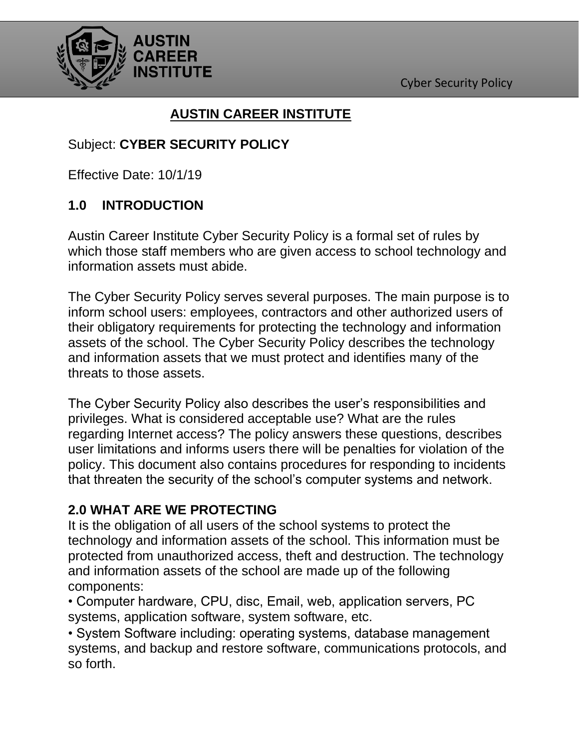# AUSTIN CAREER INSTITUTE

Subject: **CYBER SECURITY POLICY**

Effective Date: 10/1/19

## 1.0 INTRODUCTION

Austin Career Institute Cyber Security Policy is a formal set of rules by which those staff members who are given access to school technology and information assets must abide.

The Cyber Security Policy serves several purposes. The main purpose is to inform school users: employees, contractors and other authorized users of their obligatory requirements for protecting the technology and information assets of the school. The Cyber Security Policy describes the technology and information assets that we must protect and identifies many of the threats to those assets.

The Cyber Security Policy also describes the user's responsibilities and privileges. What is considered acceptable use? What are the rules regarding Internet access? The policy answers these questions, describes user limitations and informs users there will be penalties for violation of the policy. This document also contains procedures for responding to incidents that threaten the security of the school's computer systems and network.

## 2.0 WHAT ARE WE PROTECTING

It is the obligation of all users of the school systems to protect the technology and information assets of the school. This information must be protected from unauthorized access, theft and destruction. The technology and information assets of the school are made up of the following components:

- Computer hardware, CPU, disc, Email, web, application servers, PC systems, application software, system software, etc.
- System Software including: operating systems, database management systems, and backup and restore software, communications protocols, and so forth.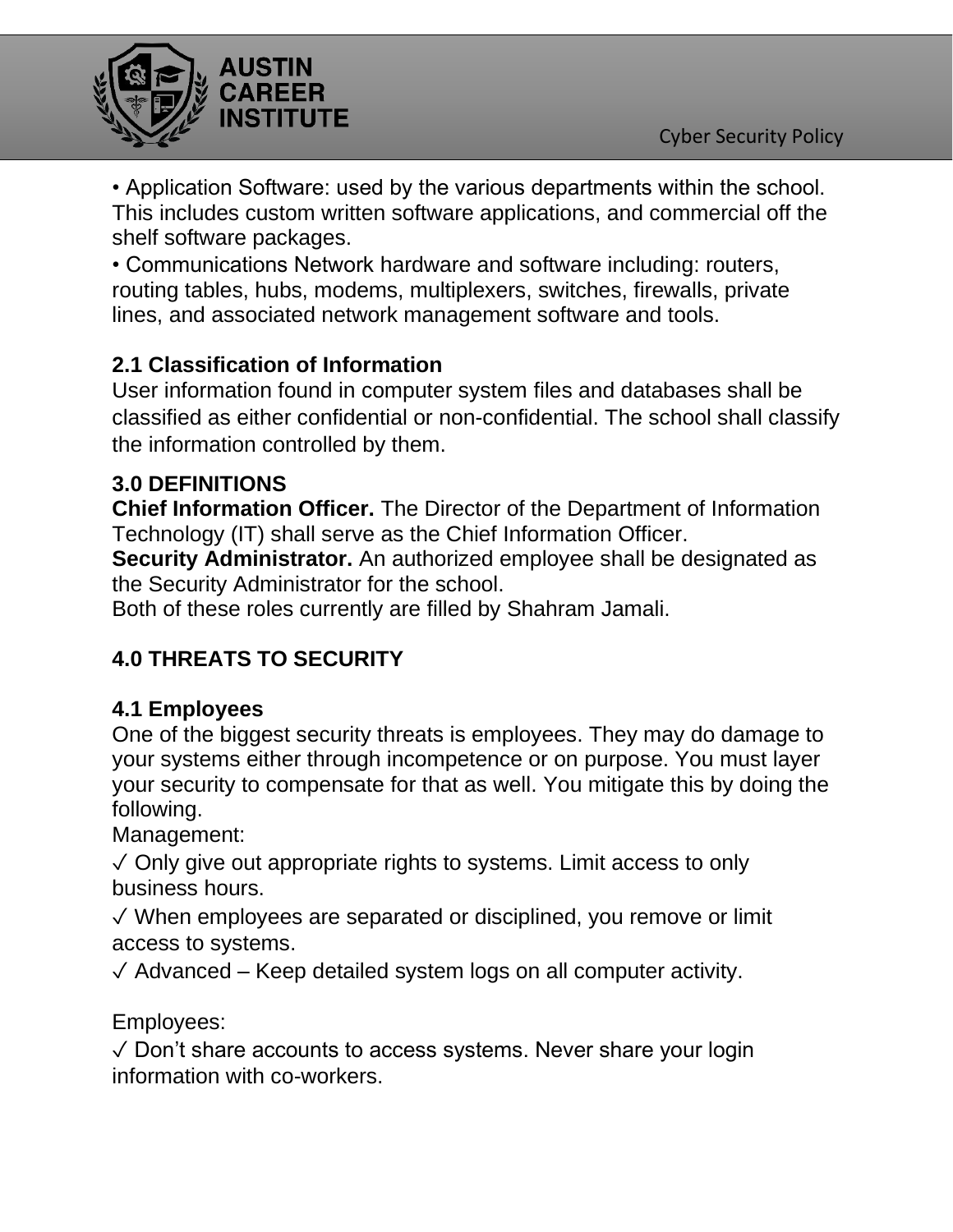• Application Software: used by the various departments within the school. This includes custom written software applications, and commercial off the shelf software packages.

• Communications Network hardware and software including: routers, routing tables, hubs, modems, multiplexers, switches, firewalls, private lines, and associated network management software and tools.

### 2.1 Classification of Information

User information found in computer system files and databases shall be classified as either confidential or non-confidential. The school shall classify the information controlled by them.

## 3.0 DEFINITIONS

**Chief Information Officer.** The Director of the Department of Information Technology (IT) shall serve as the Chief Information Officer.

**Security Administrator.** An authorized employee shall be designated as the Security Administrator for the school.

Both of these roles currently are filled by Shahram Jamali.

## 4.0 THREATS TO SECURITY

### 4.1 Employees

One of the biggest security threats is employees. They may do damage to your systems either through incompetence or on purpose. You must layer your security to compensate for that as well. You mitigate this by doing the following.

Management:

✓ Only give out appropriate rights to systems. Limit access to only business hours.

✓ When employees are separated or disciplined, you remove or limit access to systems.

✓ Advanced – Keep detailed system logs on all computer activity.

Employees:

✓ Don't share accounts to access systems. Never share your login information with co-workers.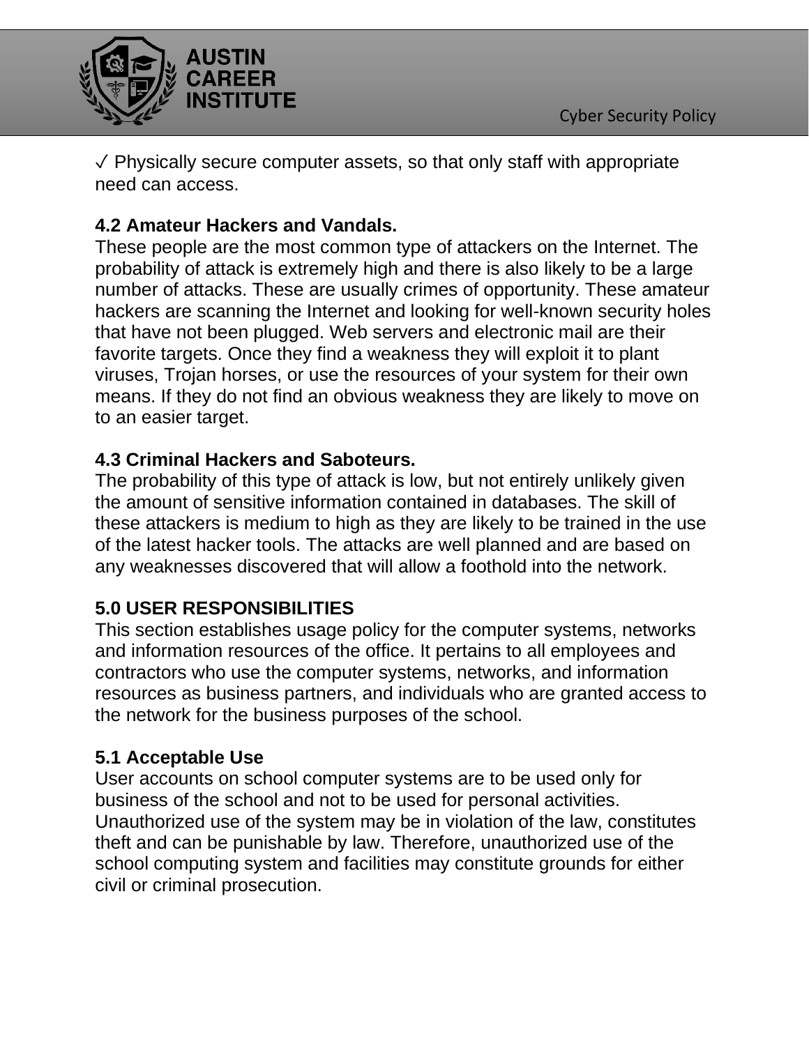✓ Physically secure computer assets, so that only staff with appropriate need can access.

### 4.2 Amateur Hackers and Vandals.

These people are the most common type of attackers on the Internet. The probability of attack is extremely high and there is also likely to be a large number of attacks. These are usually crimes of opportunity. These amateur hackers are scanning the Internet and looking for well-known security holes that have not been plugged. Web servers and electronic mail are their favorite targets. Once they find a weakness they will exploit it to plant viruses, Trojan horses, or use the resources of your system for their own means. If they do not find an obvious weakness they are likely to move on to an easier target.

### 4.3 Criminal Hackers and Saboteurs.

The probability of this type of attack is low, but not entirely unlikely given the amount of sensitive information contained in databases. The skill of these attackers is medium to high as they are likely to be trained in the use of the latest hacker tools. The attacks are well planned and are based on any weaknesses discovered that will allow a foothold into the network.

## 5.0 USER RESPONSIBILITIES

This section establishes usage policy for the computer systems, networks and information resources of the office. It pertains to all employees and contractors who use the computer systems, networks, and information resources as business partners, and individuals who are granted access to the network for the business purposes of the school.

### 5.1 Acceptable Use

User accounts on school computer systems are to be used only for business of the school and not to be used for personal activities. Unauthorized use of the system may be in violation of the law, constitutes theft and can be punishable by law. Therefore, unauthorized use of the school computing system and facilities may constitute grounds for either civil or criminal prosecution.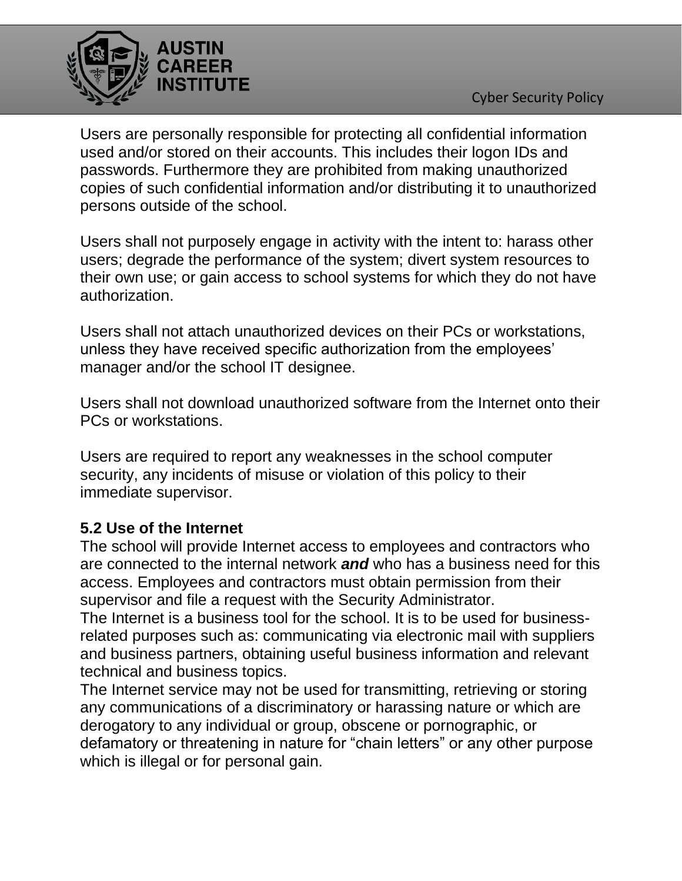Users are personally responsible for protecting all confidential information used and/or stored on their accounts. This includes their logon IDs and passwords. Furthermore they are prohibited from making unauthorized copies of such confidential information and/or distributing it to unauthorized persons outside of the school.

Users shall not purposely engage in activity with the intent to: harass other users; degrade the performance of the system; divert system resources to their own use; or gain access to school systems for which they do not have authorization.

Users shall not attach unauthorized devices on their PCs or workstations, unless they have received specific authorization from the employees' manager and/or the school IT designee.

Users shall not download unauthorized software from the Internet onto their PCs or workstations.

Users are required to report any weaknesses in the school computer security, any incidents of misuse or violation of this policy to their immediate supervisor.

### 5.2 Use of the Internet

The school will provide Internet access to employees and contractors who are connected to the internal network ***and*** who has a business need for this access. Employees and contractors must obtain permission from their supervisor and file a request with the Security Administrator.

The Internet is a business tool for the school. It is to be used for business-related purposes such as: communicating via electronic mail with suppliers and business partners, obtaining useful business information and relevant technical and business topics.

The Internet service may not be used for transmitting, retrieving or storing any communications of a discriminatory or harassing nature or which are derogatory to any individual or group, obscene or pornographic, or defamatory or threatening in nature for "chain letters" or any other purpose which is illegal or for personal gain.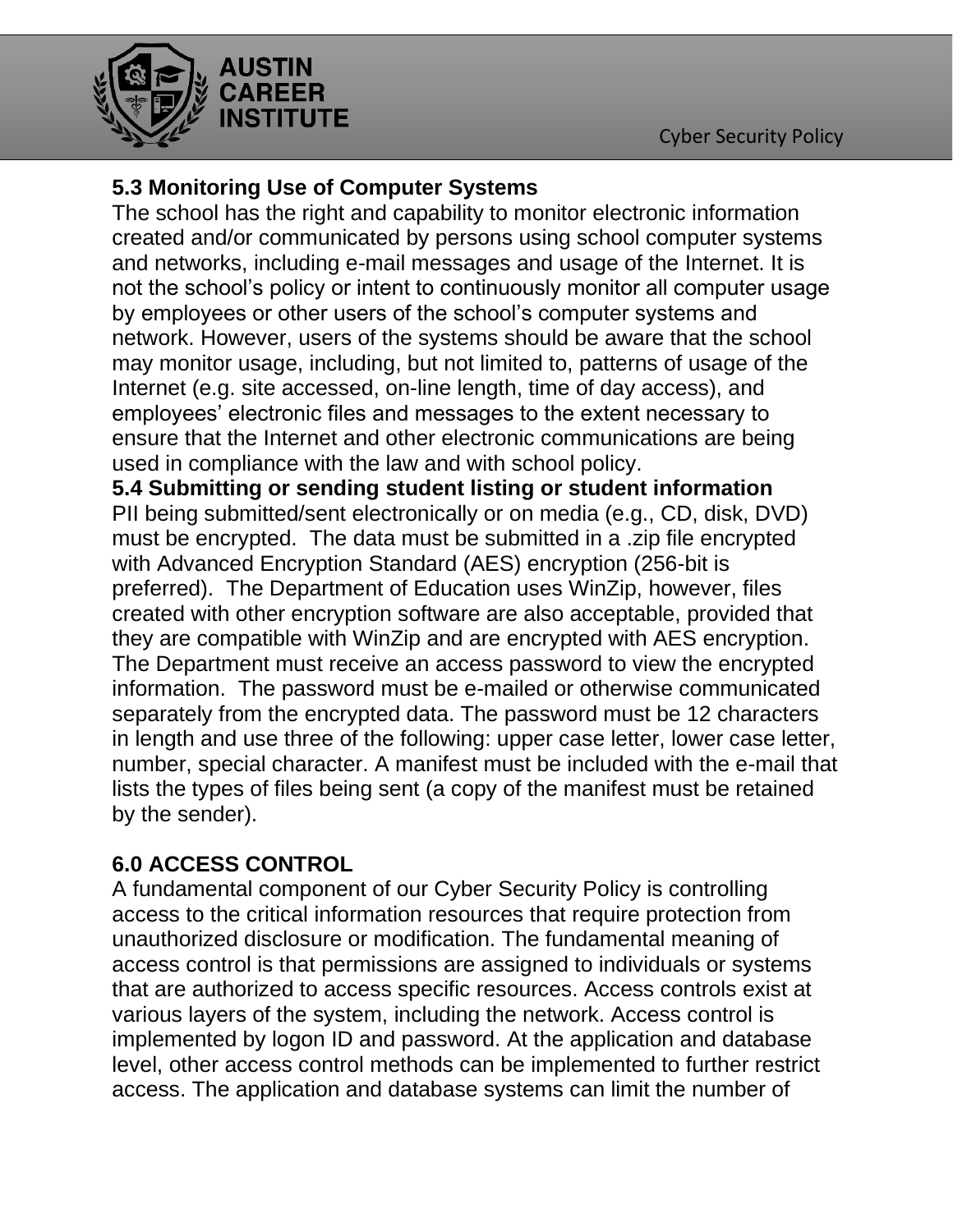## 5.3 Monitoring Use of Computer Systems

The school has the right and capability to monitor electronic information created and/or communicated by persons using school computer systems and networks, including e-mail messages and usage of the Internet. It is not the school's policy or intent to continuously monitor all computer usage by employees or other users of the school's computer systems and network. However, users of the systems should be aware that the school may monitor usage, including, but not limited to, patterns of usage of the Internet (e.g. site accessed, on-line length, time of day access), and employees' electronic files and messages to the extent necessary to ensure that the Internet and other electronic communications are being used in compliance with the law and with school policy.

## 5.4 Submitting or sending student listing or student information

PII being submitted/sent electronically or on media (e.g., CD, disk, DVD) must be encrypted. The data must be submitted in a .zip file encrypted with Advanced Encryption Standard (AES) encryption (256-bit is preferred). The Department of Education uses WinZip, however, files created with other encryption software are also acceptable, provided that they are compatible with WinZip and are encrypted with AES encryption. The Department must receive an access password to view the encrypted information. The password must be e-mailed or otherwise communicated separately from the encrypted data. The password must be 12 characters in length and use three of the following: upper case letter, lower case letter, number, special character. A manifest must be included with the e-mail that lists the types of files being sent (a copy of the manifest must be retained by the sender).

# 6.0 ACCESS CONTROL

A fundamental component of our Cyber Security Policy is controlling access to the critical information resources that require protection from unauthorized disclosure or modification. The fundamental meaning of access control is that permissions are assigned to individuals or systems that are authorized to access specific resources. Access controls exist at various layers of the system, including the network. Access control is implemented by logon ID and password. At the application and database level, other access control methods can be implemented to further restrict access. The application and database systems can limit the number of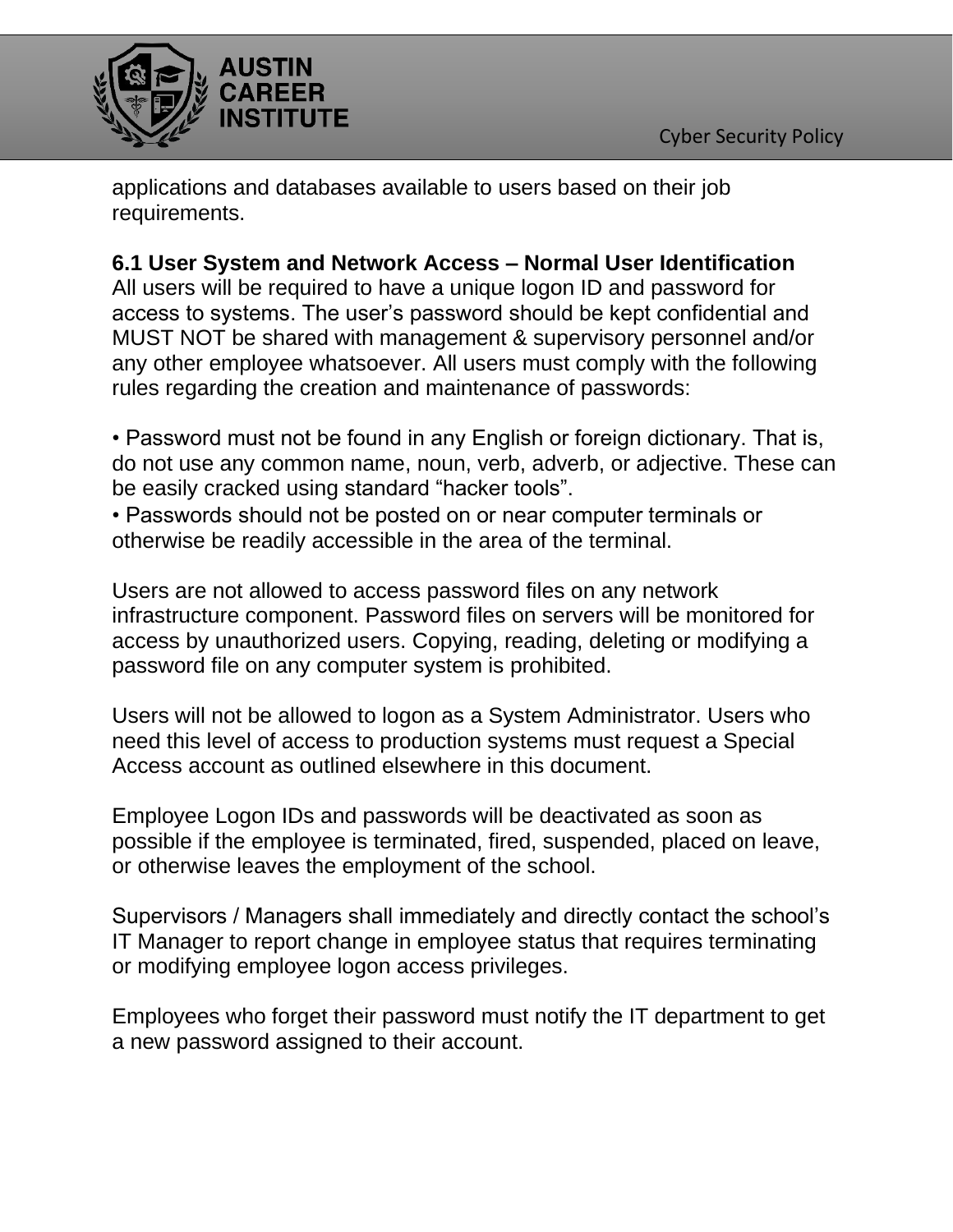applications and databases available to users based on their job requirements.

### 6.1 User System and Network Access – Normal User Identification

All users will be required to have a unique logon ID and password for access to systems. The user's password should be kept confidential and MUST NOT be shared with management & supervisory personnel and/or any other employee whatsoever. All users must comply with the following rules regarding the creation and maintenance of passwords:

- Password must not be found in any English or foreign dictionary. That is, do not use any common name, noun, verb, adverb, or adjective. These can be easily cracked using standard "hacker tools".
- Passwords should not be posted on or near computer terminals or otherwise be readily accessible in the area of the terminal.

Users are not allowed to access password files on any network infrastructure component. Password files on servers will be monitored for access by unauthorized users. Copying, reading, deleting or modifying a password file on any computer system is prohibited.

Users will not be allowed to logon as a System Administrator. Users who need this level of access to production systems must request a Special Access account as outlined elsewhere in this document.

Employee Logon IDs and passwords will be deactivated as soon as possible if the employee is terminated, fired, suspended, placed on leave, or otherwise leaves the employment of the school.

Supervisors / Managers shall immediately and directly contact the school's IT Manager to report change in employee status that requires terminating or modifying employee logon access privileges.

Employees who forget their password must notify the IT department to get a new password assigned to their account.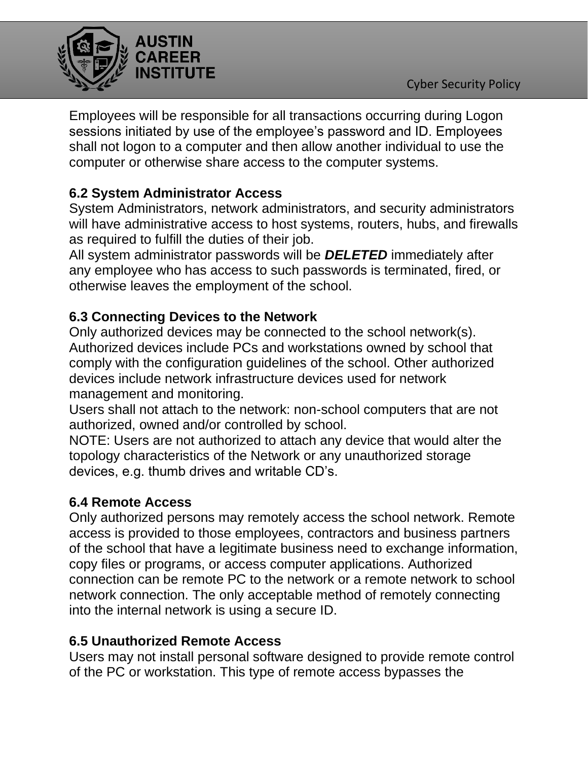Employees will be responsible for all transactions occurring during Logon sessions initiated by use of the employee's password and ID. Employees shall not logon to a computer and then allow another individual to use the computer or otherwise share access to the computer systems.

**6.2 System Administrator Access**

System Administrators, network administrators, and security administrators will have administrative access to host systems, routers, hubs, and firewalls as required to fulfill the duties of their job.

All system administrator passwords will be ***DELETED*** immediately after any employee who has access to such passwords is terminated, fired, or otherwise leaves the employment of the school.

**6.3 Connecting Devices to the Network**

Only authorized devices may be connected to the school network(s). Authorized devices include PCs and workstations owned by school that comply with the configuration guidelines of the school. Other authorized devices include network infrastructure devices used for network management and monitoring.

Users shall not attach to the network: non-school computers that are not authorized, owned and/or controlled by school.

NOTE: Users are not authorized to attach any device that would alter the topology characteristics of the Network or any unauthorized storage devices, e.g. thumb drives and writable CD's.

**6.4 Remote Access**

Only authorized persons may remotely access the school network. Remote access is provided to those employees, contractors and business partners of the school that have a legitimate business need to exchange information, copy files or programs, or access computer applications. Authorized connection can be remote PC to the network or a remote network to school network connection. The only acceptable method of remotely connecting into the internal network is using a secure ID.

**6.5 Unauthorized Remote Access**

Users may not install personal software designed to provide remote control of the PC or workstation. This type of remote access bypasses the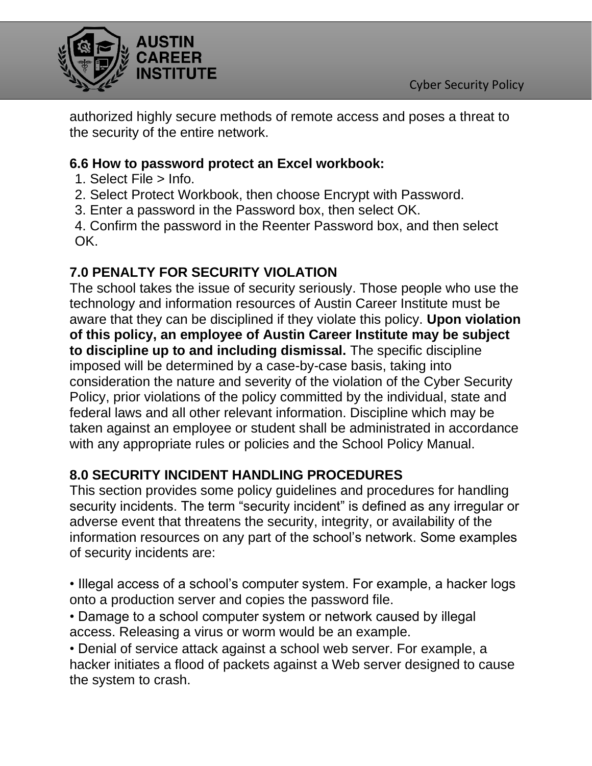authorized highly secure methods of remote access and poses a threat to the security of the entire network.

### 6.6 How to password protect an Excel workbook:

1. Select File > Info.
2. Select Protect Workbook, then choose Encrypt with Password.
3. Enter a password in the Password box, then select OK.
4. Confirm the password in the Reenter Password box, and then select OK.

## 7.0 PENALTY FOR SECURITY VIOLATION

The school takes the issue of security seriously. Those people who use the technology and information resources of Austin Career Institute must be aware that they can be disciplined if they violate this policy. **Upon violation of this policy, an employee of Austin Career Institute may be subject to discipline up to and including dismissal.** The specific discipline imposed will be determined by a case-by-case basis, taking into consideration the nature and severity of the violation of the Cyber Security Policy, prior violations of the policy committed by the individual, state and federal laws and all other relevant information. Discipline which may be taken against an employee or student shall be administrated in accordance with any appropriate rules or policies and the School Policy Manual.

## 8.0 SECURITY INCIDENT HANDLING PROCEDURES

This section provides some policy guidelines and procedures for handling security incidents. The term "security incident" is defined as any irregular or adverse event that threatens the security, integrity, or availability of the information resources on any part of the school's network. Some examples of security incidents are:

- Illegal access of a school's computer system. For example, a hacker logs onto a production server and copies the password file.
- Damage to a school computer system or network caused by illegal access. Releasing a virus or worm would be an example.
- Denial of service attack against a school web server. For example, a hacker initiates a flood of packets against a Web server designed to cause the system to crash.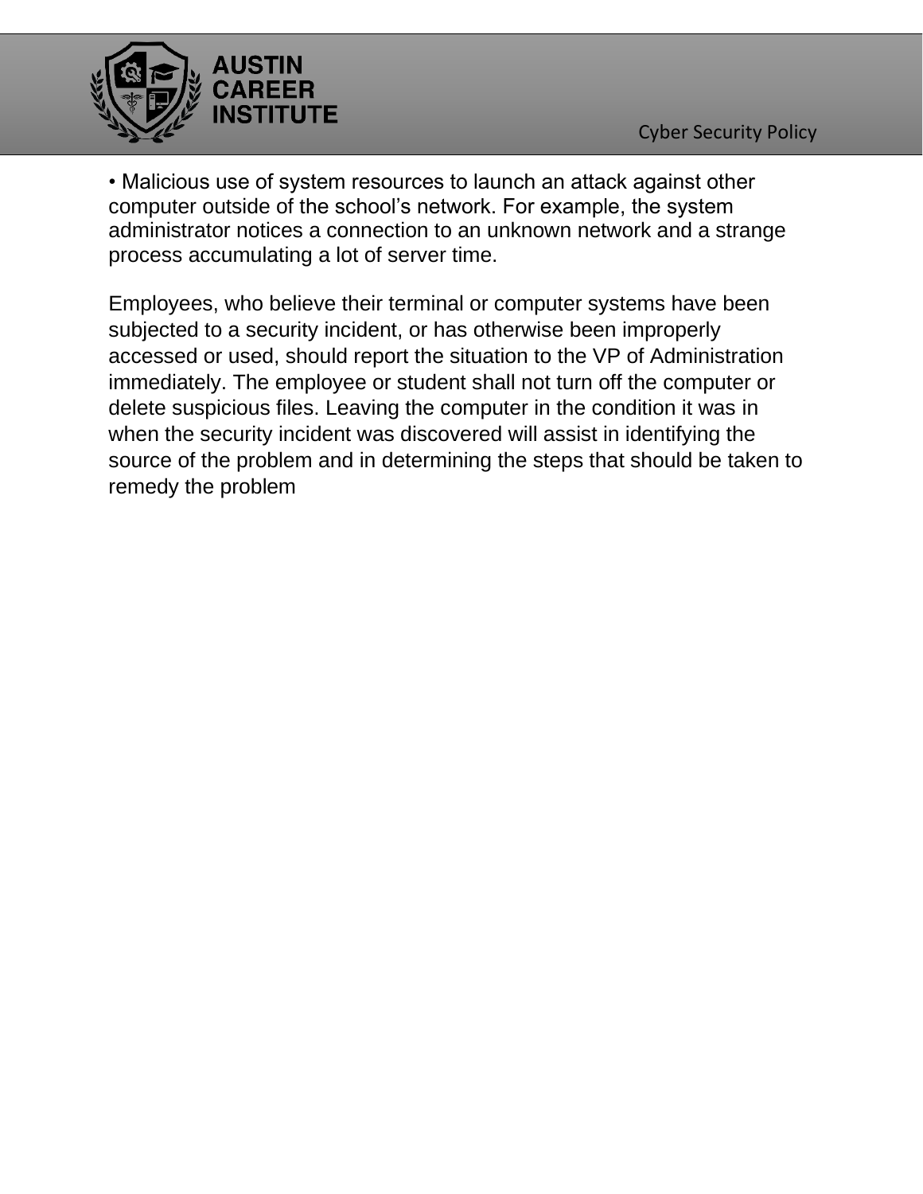- Malicious use of system resources to launch an attack against other computer outside of the school's network. For example, the system administrator notices a connection to an unknown network and a strange process accumulating a lot of server time.

Employees, who believe their terminal or computer systems have been subjected to a security incident, or has otherwise been improperly accessed or used, should report the situation to the VP of Administration immediately. The employee or student shall not turn off the computer or delete suspicious files. Leaving the computer in the condition it was in when the security incident was discovered will assist in identifying the source of the problem and in determining the steps that should be taken to remedy the problem